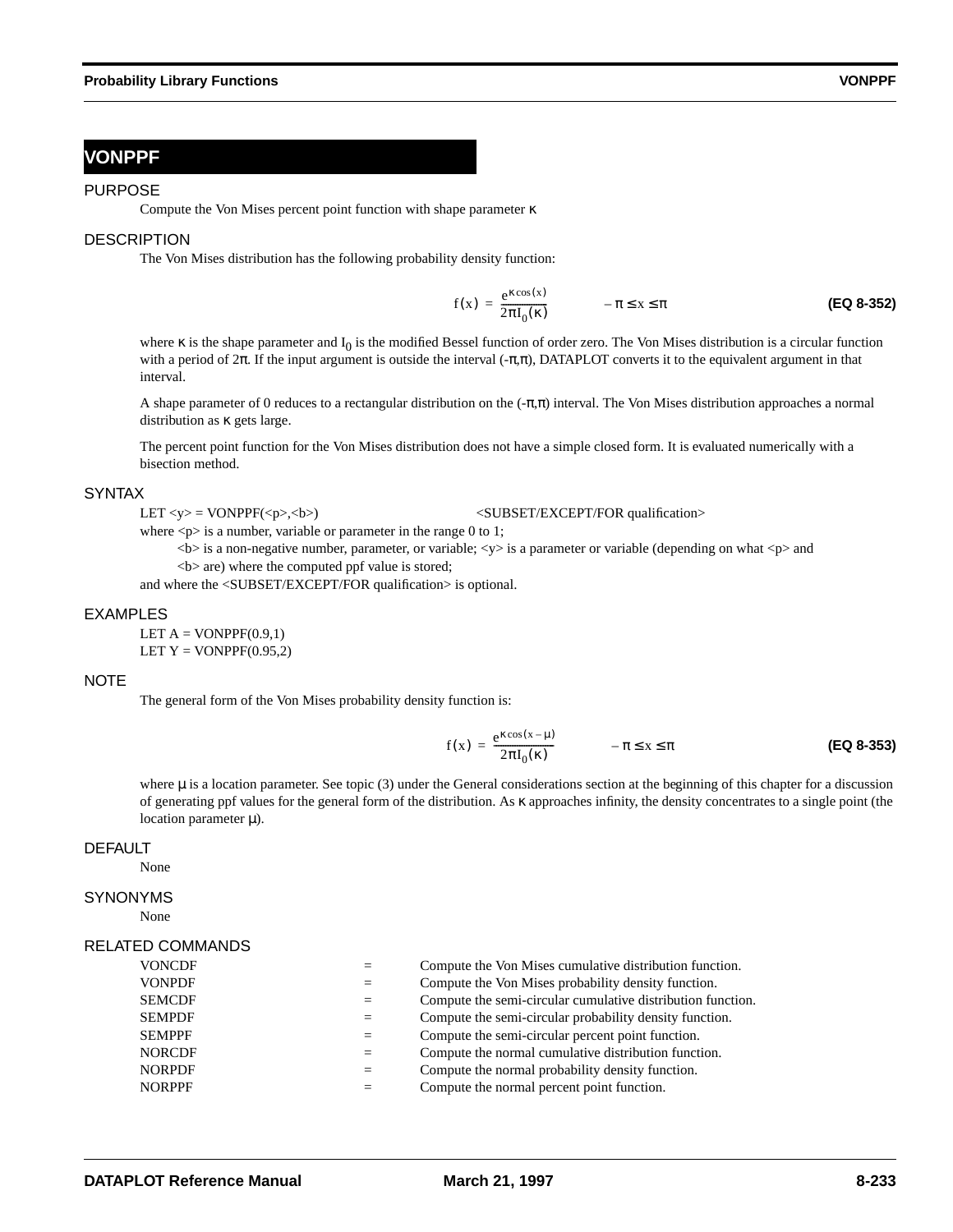# VONPPF

## PURPOSE

Compute the Von Mises percent point function with shape parameter $\kappa$

## DESCRIPTION

The Von Mises distribution has the following probability density function:

$$f(x) = \frac{e^{\kappa \cos(x)}}{2\pi I_0(\kappa)} \qquad -\pi \le x \le \pi \qquad \textbf{(EQ 8-352)}$$

where $\kappa$ is the shape parameter and $I_0$ is the modified Bessel function of order zero. The Von Mises distribution is a circular function with a period of $2\pi$. If the input argument is outside the interval $(-\pi,\pi)$, DATAPLOT converts it to the equivalent argument in that interval.

A shape parameter of 0 reduces to a rectangular distribution on the $(-\pi,\pi)$ interval. The Von Mises distribution approaches a normal distribution as $\kappa$ gets large.

The percent point function for the Von Mises distribution does not have a simple closed form. It is evaluated numerically with a bisection method.

## SYNTAX

LET <y> = VONPPF(<p>,<b>) <SUBSET/EXCEPT/FOR qualification>

where <p> is a number, variable or parameter in the range 0 to 1;

<b> is a non-negative number, parameter, or variable; <y> is a parameter or variable (depending on what <p> and <b> are) where the computed ppf value is stored;

and where the <SUBSET/EXCEPT/FOR qualification> is optional.

## EXAMPLES

```
LET A = VONPPF(0.9,1)
LET Y = VONPPF(0.95,2)
```

## NOTE

The general form of the Von Mises probability density function is:

$$f(x) = \frac{e^{\kappa \cos(x-\mu)}}{2\pi I_0(\kappa)} \qquad -\pi \le x \le \pi \qquad \textbf{(EQ 8-353)}$$

where $\mu$ is a location parameter. See topic (3) under the General considerations section at the beginning of this chapter for a discussion of generating ppf values for the general form of the distribution. As $\kappa$ approaches infinity, the density concentrates to a single point (the location parameter $\mu$).

## DEFAULT

None

## SYNONYMS

None

## RELATED COMMANDS

| | | |
|---|---|---|
| VONCDF | = | Compute the Von Mises cumulative distribution function. |
| VONPDF | = | Compute the Von Mises probability density function. |
| SEMCDF | = | Compute the semi-circular cumulative distribution function. |
| SEMPDF | = | Compute the semi-circular probability density function. |
| SEMPPF | = | Compute the semi-circular percent point function. |
| NORCDF | = | Compute the normal cumulative distribution function. |
| NORPDF | = | Compute the normal probability density function. |
| NORPPF | = | Compute the normal percent point function. |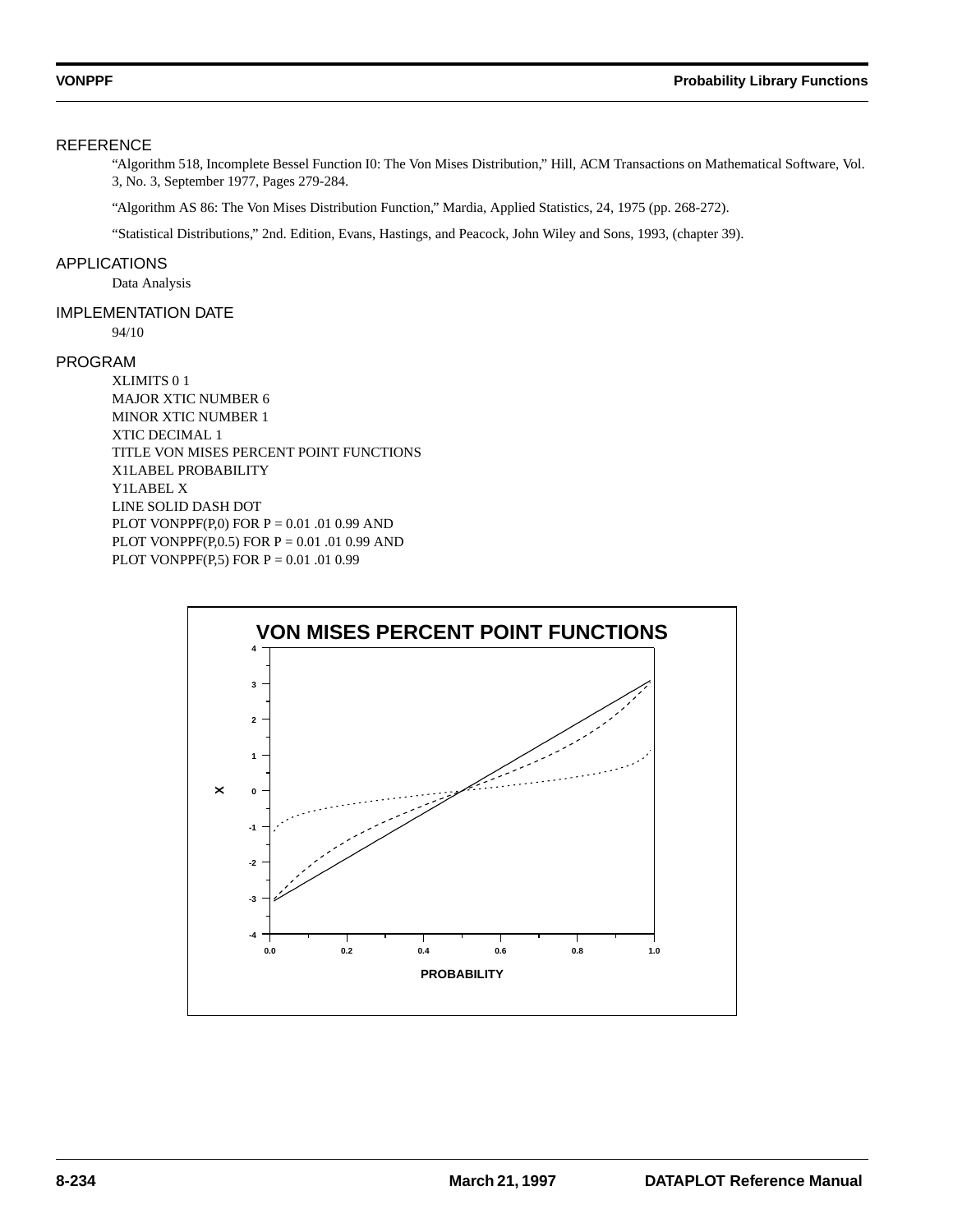## REFERENCE

"Algorithm 518, Incomplete Bessel Function I0: The Von Mises Distribution," Hill, ACM Transactions on Mathematical Software, Vol. 3, No. 3, September 1977, Pages 279-284.

"Algorithm AS 86: The Von Mises Distribution Function," Mardia, Applied Statistics, 24, 1975 (pp. 268-272).

"Statistical Distributions," 2nd. Edition, Evans, Hastings, and Peacock, John Wiley and Sons, 1993, (chapter 39).

## APPLICATIONS

Data Analysis

## IMPLEMENTATION DATE

94/10

## PROGRAM

```
XLIMITS 0 1
MAJOR XTIC NUMBER 6
MINOR XTIC NUMBER 1
XTIC DECIMAL 1
TITLE VON MISES PERCENT POINT FUNCTIONS
X1LABEL PROBABILITY
Y1LABEL X
LINE SOLID DASH DOT
PLOT VONPPF(P,0) FOR P = 0.01 .01 0.99 AND
PLOT VONPPF(P,0.5) FOR P = 0.01 .01 0.99 AND
PLOT VONPPF(P,5) FOR P = 0.01 .01 0.99
```

VON MISES PERCENT POINT FUNCTIONS

4
3
2
1
0
-1
-2
-3
-4

X

0.0
0.2
0.4
0.6
0.8
1.0

PROBABILITY